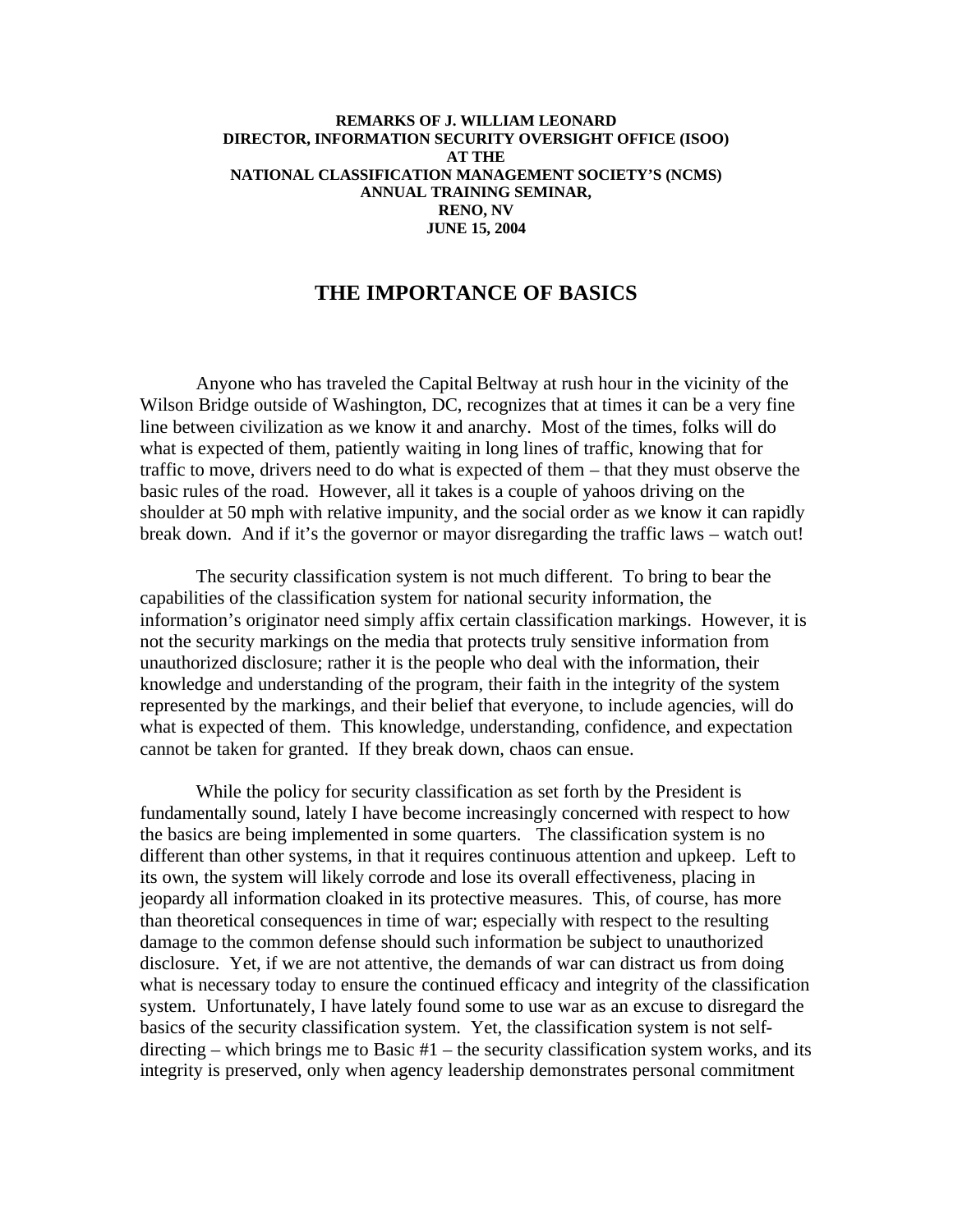**REMARKS OF J. WILLIAM LEONARD**
**DIRECTOR, INFORMATION SECURITY OVERSIGHT OFFICE (ISOO)**
**AT THE**
**NATIONAL CLASSIFICATION MANAGEMENT SOCIETY'S (NCMS)**
**ANNUAL TRAINING SEMINAR,**
**RENO, NV**
**JUNE 15, 2004**

# THE IMPORTANCE OF BASICS

Anyone who has traveled the Capital Beltway at rush hour in the vicinity of the Wilson Bridge outside of Washington, DC, recognizes that at times it can be a very fine line between civilization as we know it and anarchy. Most of the times, folks will do what is expected of them, patiently waiting in long lines of traffic, knowing that for traffic to move, drivers need to do what is expected of them – that they must observe the basic rules of the road. However, all it takes is a couple of yahoos driving on the shoulder at 50 mph with relative impunity, and the social order as we know it can rapidly break down. And if it's the governor or mayor disregarding the traffic laws – watch out!

The security classification system is not much different. To bring to bear the capabilities of the classification system for national security information, the information's originator need simply affix certain classification markings. However, it is not the security markings on the media that protects truly sensitive information from unauthorized disclosure; rather it is the people who deal with the information, their knowledge and understanding of the program, their faith in the integrity of the system represented by the markings, and their belief that everyone, to include agencies, will do what is expected of them. This knowledge, understanding, confidence, and expectation cannot be taken for granted. If they break down, chaos can ensue.

While the policy for security classification as set forth by the President is fundamentally sound, lately I have become increasingly concerned with respect to how the basics are being implemented in some quarters. The classification system is no different than other systems, in that it requires continuous attention and upkeep. Left to its own, the system will likely corrode and lose its overall effectiveness, placing in jeopardy all information cloaked in its protective measures. This, of course, has more than theoretical consequences in time of war; especially with respect to the resulting damage to the common defense should such information be subject to unauthorized disclosure. Yet, if we are not attentive, the demands of war can distract us from doing what is necessary today to ensure the continued efficacy and integrity of the classification system. Unfortunately, I have lately found some to use war as an excuse to disregard the basics of the security classification system. Yet, the classification system is not self-directing – which brings me to Basic #1 – the security classification system works, and its integrity is preserved, only when agency leadership demonstrates personal commitment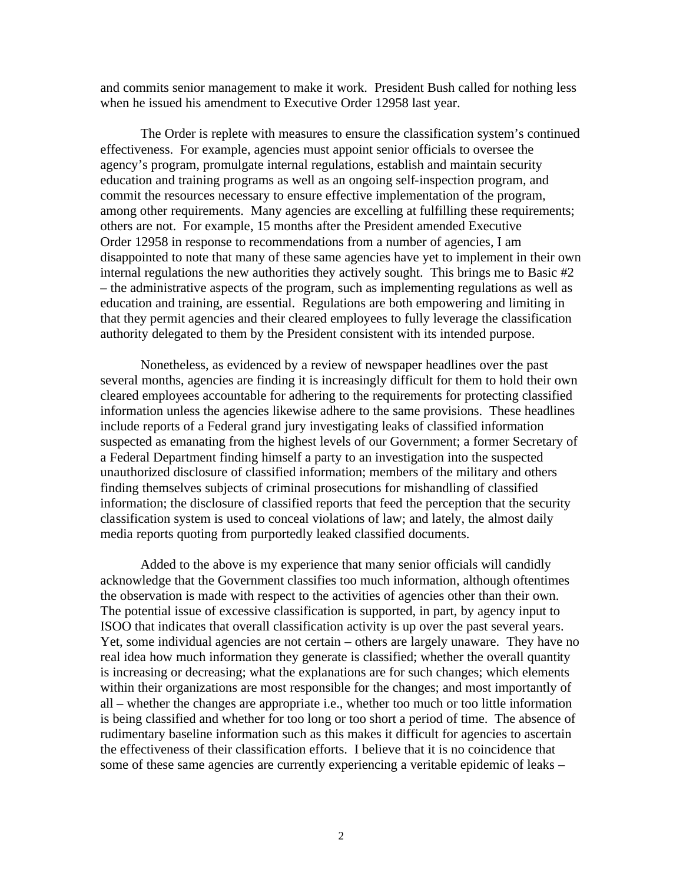and commits senior management to make it work. President Bush called for nothing less when he issued his amendment to Executive Order 12958 last year.

The Order is replete with measures to ensure the classification system's continued effectiveness. For example, agencies must appoint senior officials to oversee the agency's program, promulgate internal regulations, establish and maintain security education and training programs as well as an ongoing self-inspection program, and commit the resources necessary to ensure effective implementation of the program, among other requirements. Many agencies are excelling at fulfilling these requirements; others are not. For example, 15 months after the President amended Executive Order 12958 in response to recommendations from a number of agencies, I am disappointed to note that many of these same agencies have yet to implement in their own internal regulations the new authorities they actively sought. This brings me to Basic #2 – the administrative aspects of the program, such as implementing regulations as well as education and training, are essential. Regulations are both empowering and limiting in that they permit agencies and their cleared employees to fully leverage the classification authority delegated to them by the President consistent with its intended purpose.

Nonetheless, as evidenced by a review of newspaper headlines over the past several months, agencies are finding it is increasingly difficult for them to hold their own cleared employees accountable for adhering to the requirements for protecting classified information unless the agencies likewise adhere to the same provisions. These headlines include reports of a Federal grand jury investigating leaks of classified information suspected as emanating from the highest levels of our Government; a former Secretary of a Federal Department finding himself a party to an investigation into the suspected unauthorized disclosure of classified information; members of the military and others finding themselves subjects of criminal prosecutions for mishandling of classified information; the disclosure of classified reports that feed the perception that the security classification system is used to conceal violations of law; and lately, the almost daily media reports quoting from purportedly leaked classified documents.

Added to the above is my experience that many senior officials will candidly acknowledge that the Government classifies too much information, although oftentimes the observation is made with respect to the activities of agencies other than their own. The potential issue of excessive classification is supported, in part, by agency input to ISOO that indicates that overall classification activity is up over the past several years. Yet, some individual agencies are not certain – others are largely unaware. They have no real idea how much information they generate is classified; whether the overall quantity is increasing or decreasing; what the explanations are for such changes; which elements within their organizations are most responsible for the changes; and most importantly of all – whether the changes are appropriate i.e., whether too much or too little information is being classified and whether for too long or too short a period of time. The absence of rudimentary baseline information such as this makes it difficult for agencies to ascertain the effectiveness of their classification efforts. I believe that it is no coincidence that some of these same agencies are currently experiencing a veritable epidemic of leaks –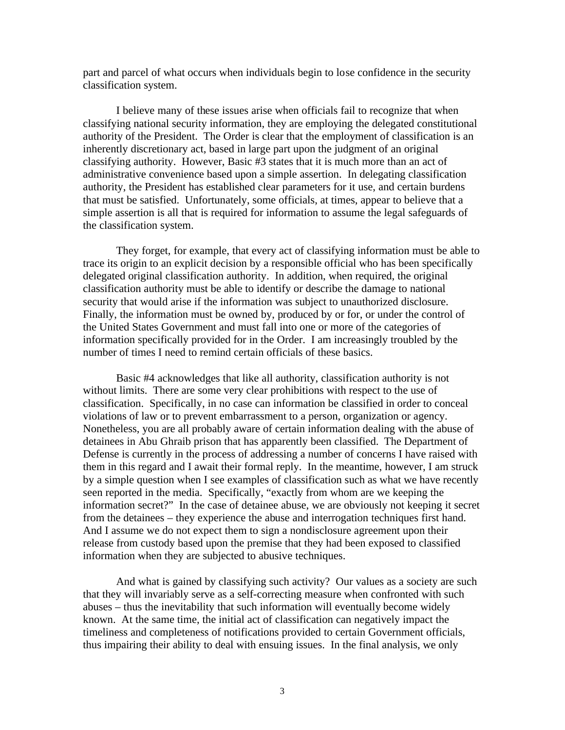part and parcel of what occurs when individuals begin to lose confidence in the security classification system.

I believe many of these issues arise when officials fail to recognize that when classifying national security information, they are employing the delegated constitutional authority of the President. The Order is clear that the employment of classification is an inherently discretionary act, based in large part upon the judgment of an original classifying authority. However, Basic #3 states that it is much more than an act of administrative convenience based upon a simple assertion. In delegating classification authority, the President has established clear parameters for it use, and certain burdens that must be satisfied. Unfortunately, some officials, at times, appear to believe that a simple assertion is all that is required for information to assume the legal safeguards of the classification system.

They forget, for example, that every act of classifying information must be able to trace its origin to an explicit decision by a responsible official who has been specifically delegated original classification authority. In addition, when required, the original classification authority must be able to identify or describe the damage to national security that would arise if the information was subject to unauthorized disclosure. Finally, the information must be owned by, produced by or for, or under the control of the United States Government and must fall into one or more of the categories of information specifically provided for in the Order. I am increasingly troubled by the number of times I need to remind certain officials of these basics.

Basic #4 acknowledges that like all authority, classification authority is not without limits. There are some very clear prohibitions with respect to the use of classification. Specifically, in no case can information be classified in order to conceal violations of law or to prevent embarrassment to a person, organization or agency. Nonetheless, you are all probably aware of certain information dealing with the abuse of detainees in Abu Ghraib prison that has apparently been classified. The Department of Defense is currently in the process of addressing a number of concerns I have raised with them in this regard and I await their formal reply. In the meantime, however, I am struck by a simple question when I see examples of classification such as what we have recently seen reported in the media. Specifically, "exactly from whom are we keeping the information secret?" In the case of detainee abuse, we are obviously not keeping it secret from the detainees – they experience the abuse and interrogation techniques first hand. And I assume we do not expect them to sign a nondisclosure agreement upon their release from custody based upon the premise that they had been exposed to classified information when they are subjected to abusive techniques.

And what is gained by classifying such activity? Our values as a society are such that they will invariably serve as a self-correcting measure when confronted with such abuses – thus the inevitability that such information will eventually become widely known. At the same time, the initial act of classification can negatively impact the timeliness and completeness of notifications provided to certain Government officials, thus impairing their ability to deal with ensuing issues. In the final analysis, we only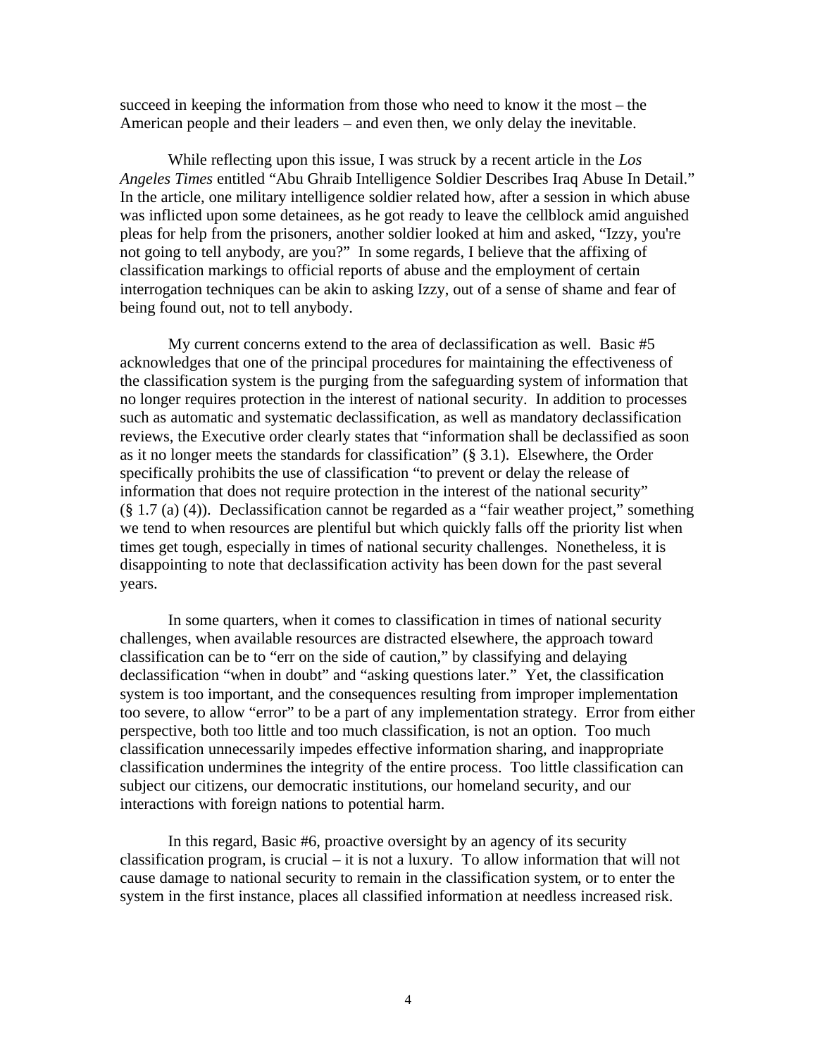succeed in keeping the information from those who need to know it the most – the American people and their leaders – and even then, we only delay the inevitable.

While reflecting upon this issue, I was struck by a recent article in the *Los Angeles Times* entitled "Abu Ghraib Intelligence Soldier Describes Iraq Abuse In Detail." In the article, one military intelligence soldier related how, after a session in which abuse was inflicted upon some detainees, as he got ready to leave the cellblock amid anguished pleas for help from the prisoners, another soldier looked at him and asked, "Izzy, you're not going to tell anybody, are you?" In some regards, I believe that the affixing of classification markings to official reports of abuse and the employment of certain interrogation techniques can be akin to asking Izzy, out of a sense of shame and fear of being found out, not to tell anybody.

My current concerns extend to the area of declassification as well. Basic #5 acknowledges that one of the principal procedures for maintaining the effectiveness of the classification system is the purging from the safeguarding system of information that no longer requires protection in the interest of national security. In addition to processes such as automatic and systematic declassification, as well as mandatory declassification reviews, the Executive order clearly states that "information shall be declassified as soon as it no longer meets the standards for classification" (§ 3.1). Elsewhere, the Order specifically prohibits the use of classification "to prevent or delay the release of information that does not require protection in the interest of the national security" (§ 1.7 (a) (4)). Declassification cannot be regarded as a "fair weather project," something we tend to when resources are plentiful but which quickly falls off the priority list when times get tough, especially in times of national security challenges. Nonetheless, it is disappointing to note that declassification activity has been down for the past several years.

In some quarters, when it comes to classification in times of national security challenges, when available resources are distracted elsewhere, the approach toward classification can be to "err on the side of caution," by classifying and delaying declassification "when in doubt" and "asking questions later." Yet, the classification system is too important, and the consequences resulting from improper implementation too severe, to allow "error" to be a part of any implementation strategy. Error from either perspective, both too little and too much classification, is not an option. Too much classification unnecessarily impedes effective information sharing, and inappropriate classification undermines the integrity of the entire process. Too little classification can subject our citizens, our democratic institutions, our homeland security, and our interactions with foreign nations to potential harm.

In this regard, Basic #6, proactive oversight by an agency of its security classification program, is crucial – it is not a luxury. To allow information that will not cause damage to national security to remain in the classification system, or to enter the system in the first instance, places all classified information at needless increased risk.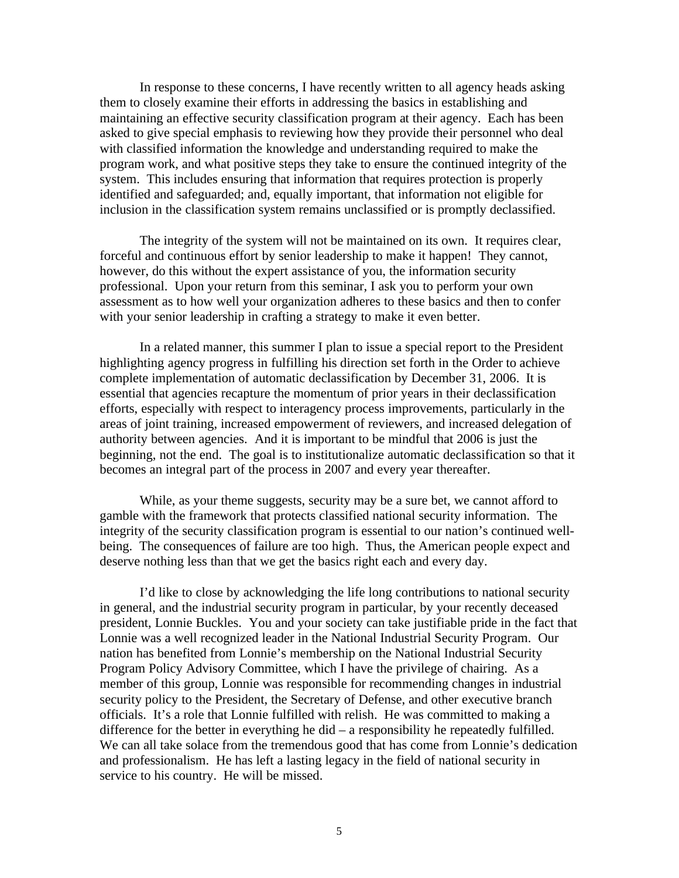In response to these concerns, I have recently written to all agency heads asking them to closely examine their efforts in addressing the basics in establishing and maintaining an effective security classification program at their agency. Each has been asked to give special emphasis to reviewing how they provide their personnel who deal with classified information the knowledge and understanding required to make the program work, and what positive steps they take to ensure the continued integrity of the system. This includes ensuring that information that requires protection is properly identified and safeguarded; and, equally important, that information not eligible for inclusion in the classification system remains unclassified or is promptly declassified.

The integrity of the system will not be maintained on its own. It requires clear, forceful and continuous effort by senior leadership to make it happen! They cannot, however, do this without the expert assistance of you, the information security professional. Upon your return from this seminar, I ask you to perform your own assessment as to how well your organization adheres to these basics and then to confer with your senior leadership in crafting a strategy to make it even better.

In a related manner, this summer I plan to issue a special report to the President highlighting agency progress in fulfilling his direction set forth in the Order to achieve complete implementation of automatic declassification by December 31, 2006. It is essential that agencies recapture the momentum of prior years in their declassification efforts, especially with respect to interagency process improvements, particularly in the areas of joint training, increased empowerment of reviewers, and increased delegation of authority between agencies. And it is important to be mindful that 2006 is just the beginning, not the end. The goal is to institutionalize automatic declassification so that it becomes an integral part of the process in 2007 and every year thereafter.

While, as your theme suggests, security may be a sure bet, we cannot afford to gamble with the framework that protects classified national security information. The integrity of the security classification program is essential to our nation's continued well-being. The consequences of failure are too high. Thus, the American people expect and deserve nothing less than that we get the basics right each and every day.

I'd like to close by acknowledging the life long contributions to national security in general, and the industrial security program in particular, by your recently deceased president, Lonnie Buckles. You and your society can take justifiable pride in the fact that Lonnie was a well recognized leader in the National Industrial Security Program. Our nation has benefited from Lonnie's membership on the National Industrial Security Program Policy Advisory Committee, which I have the privilege of chairing. As a member of this group, Lonnie was responsible for recommending changes in industrial security policy to the President, the Secretary of Defense, and other executive branch officials. It's a role that Lonnie fulfilled with relish. He was committed to making a difference for the better in everything he did – a responsibility he repeatedly fulfilled. We can all take solace from the tremendous good that has come from Lonnie's dedication and professionalism. He has left a lasting legacy in the field of national security in service to his country. He will be missed.